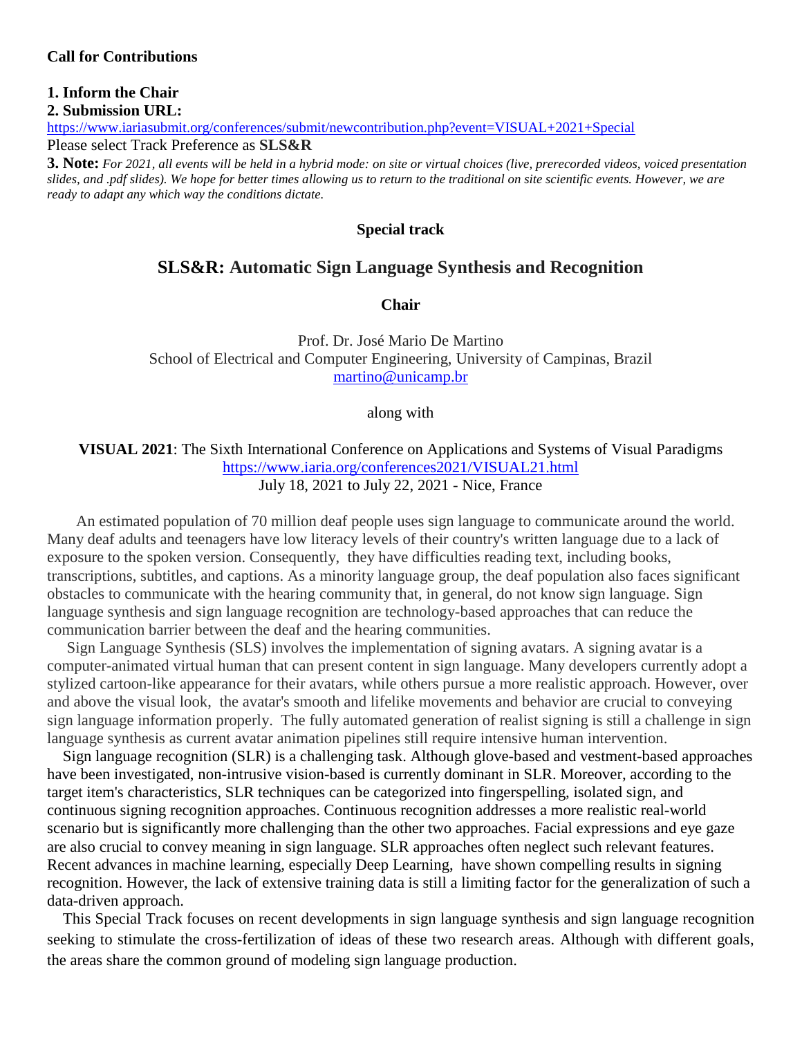**Call for Contributions**

**1. Inform the Chair**

**2. Submission URL:**

https://www.iariasubmit.org/conferences/submit/newcontribution.php?event=VISUAL+2021+Special

Please select Track Preference as **SLS&R**

**3. Note:** *For 2021, all events will be held in a hybrid mode: on site or virtual choices (live, prerecorded videos, voiced presentation slides, and .pdf slides). We hope for better times allowing us to return to the traditional on site scientific events. However, we are ready to adapt any which way the conditions dictate.*

**Special track**

## SLS&R: Automatic Sign Language Synthesis and Recognition

**Chair**

Prof. Dr. José Mario De Martino
School of Electrical and Computer Engineering, University of Campinas, Brazil
martino@unicamp.br

along with

**VISUAL 2021**: The Sixth International Conference on Applications and Systems of Visual Paradigms
https://www.iaria.org/conferences2021/VISUAL21.html
July 18, 2021 to July 22, 2021 - Nice, France

An estimated population of 70 million deaf people uses sign language to communicate around the world. Many deaf adults and teenagers have low literacy levels of their country's written language due to a lack of exposure to the spoken version. Consequently, they have difficulties reading text, including books, transcriptions, subtitles, and captions. As a minority language group, the deaf population also faces significant obstacles to communicate with the hearing community that, in general, do not know sign language. Sign language synthesis and sign language recognition are technology-based approaches that can reduce the communication barrier between the deaf and the hearing communities.

Sign Language Synthesis (SLS) involves the implementation of signing avatars. A signing avatar is a computer-animated virtual human that can present content in sign language. Many developers currently adopt a stylized cartoon-like appearance for their avatars, while others pursue a more realistic approach. However, over and above the visual look, the avatar's smooth and lifelike movements and behavior are crucial to conveying sign language information properly. The fully automated generation of realist signing is still a challenge in sign language synthesis as current avatar animation pipelines still require intensive human intervention.

Sign language recognition (SLR) is a challenging task. Although glove-based and vestment-based approaches have been investigated, non-intrusive vision-based is currently dominant in SLR. Moreover, according to the target item's characteristics, SLR techniques can be categorized into fingerspelling, isolated sign, and continuous signing recognition approaches. Continuous recognition addresses a more realistic real-world scenario but is significantly more challenging than the other two approaches. Facial expressions and eye gaze are also crucial to convey meaning in sign language. SLR approaches often neglect such relevant features. Recent advances in machine learning, especially Deep Learning, have shown compelling results in signing recognition. However, the lack of extensive training data is still a limiting factor for the generalization of such a data-driven approach.

This Special Track focuses on recent developments in sign language synthesis and sign language recognition seeking to stimulate the cross-fertilization of ideas of these two research areas. Although with different goals, the areas share the common ground of modeling sign language production.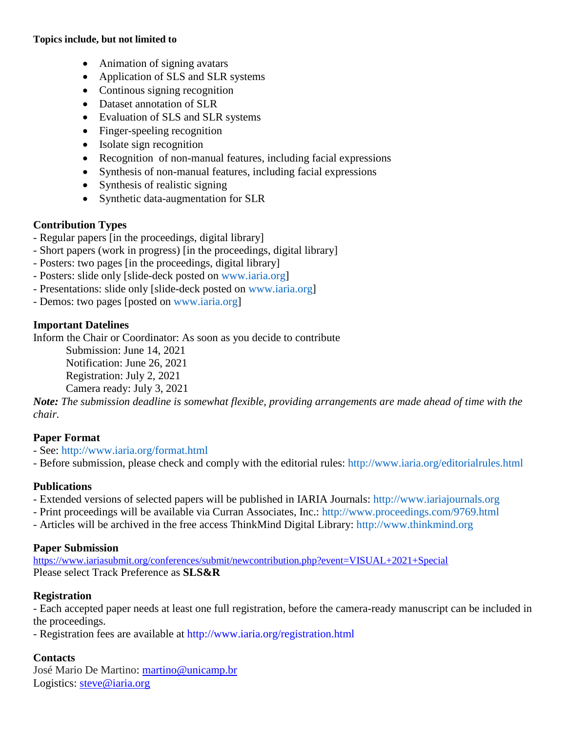**Topics include, but not limited to**

- Animation of signing avatars
- Application of SLS and SLR systems
- Continous signing recognition
- Dataset annotation of SLR
- Evaluation of SLS and SLR systems
- Finger-speeling recognition
- Isolate sign recognition
- Recognition of non-manual features, including facial expressions
- Synthesis of non-manual features, including facial expressions
- Synthesis of realistic signing
- Synthetic data-augmentation for SLR

**Contribution Types**

- Regular papers [in the proceedings, digital library]
- Short papers (work in progress) [in the proceedings, digital library]
- Posters: two pages [in the proceedings, digital library]
- Posters: slide only [slide-deck posted on www.iaria.org]
- Presentations: slide only [slide-deck posted on www.iaria.org]
- Demos: two pages [posted on www.iaria.org]

**Important Datelines**

Inform the Chair or Coordinator: As soon as you decide to contribute

Submission: June 14, 2021
Notification: June 26, 2021
Registration: July 2, 2021
Camera ready: July 3, 2021

***Note:*** *The submission deadline is somewhat flexible, providing arrangements are made ahead of time with the chair.*

**Paper Format**

- See: http://www.iaria.org/format.html
- Before submission, please check and comply with the editorial rules: http://www.iaria.org/editorialrules.html

**Publications**

- Extended versions of selected papers will be published in IARIA Journals: http://www.iariajournals.org
- Print proceedings will be available via Curran Associates, Inc.: http://www.proceedings.com/9769.html
- Articles will be archived in the free access ThinkMind Digital Library: http://www.thinkmind.org

**Paper Submission**

https://www.iariasubmit.org/conferences/submit/newcontribution.php?event=VISUAL+2021+Special
Please select Track Preference as **SLS&R**

**Registration**

- Each accepted paper needs at least one full registration, before the camera-ready manuscript can be included in the proceedings.
- Registration fees are available at http://www.iaria.org/registration.html

**Contacts**

José Mario De Martino: martino@unicamp.br
Logistics: steve@iaria.org